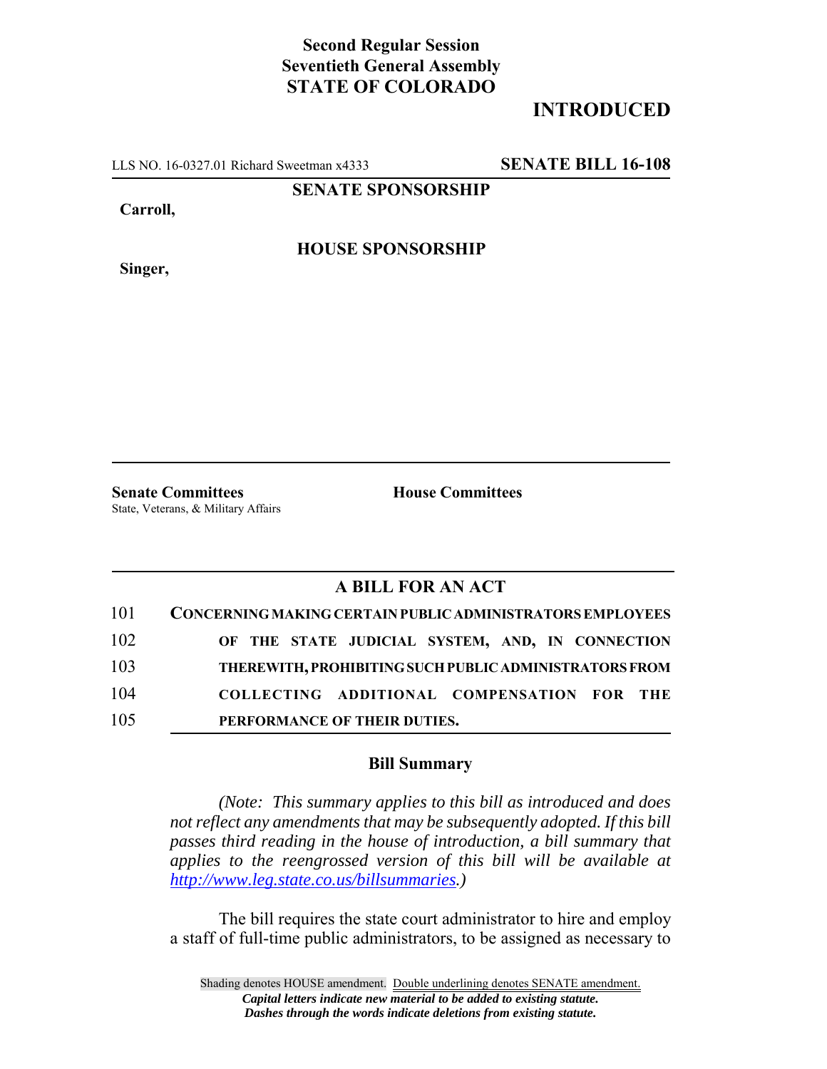**Second Regular Session**
**Seventieth General Assembly**
**STATE OF COLORADO**

# INTRODUCED

LLS NO. 16-0327.01 Richard Sweetman x4333 **SENATE BILL 16-108**

**SENATE SPONSORSHIP**

**Carroll,**

**HOUSE SPONSORSHIP**

**Singer,**

**Senate Committees**
State, Veterans, & Military Affairs

**House Committees**

## A BILL FOR AN ACT

101 **CONCERNING MAKING CERTAIN PUBLIC ADMINISTRATORS EMPLOYEES**
102 **OF THE STATE JUDICIAL SYSTEM, AND, IN CONNECTION**
103 **THEREWITH, PROHIBITING SUCH PUBLIC ADMINISTRATORS FROM**
104 **COLLECTING ADDITIONAL COMPENSATION FOR THE**
105 **PERFORMANCE OF THEIR DUTIES.**

### Bill Summary

*(Note: This summary applies to this bill as introduced and does not reflect any amendments that may be subsequently adopted. If this bill passes third reading in the house of introduction, a bill summary that applies to the reengrossed version of this bill will be available at http://www.leg.state.co.us/billsummaries.)*

The bill requires the state court administrator to hire and employ a staff of full-time public administrators, to be assigned as necessary to

Shading denotes HOUSE amendment. Double underlining denotes SENATE amendment.
*Capital letters indicate new material to be added to existing statute.*
*Dashes through the words indicate deletions from existing statute.*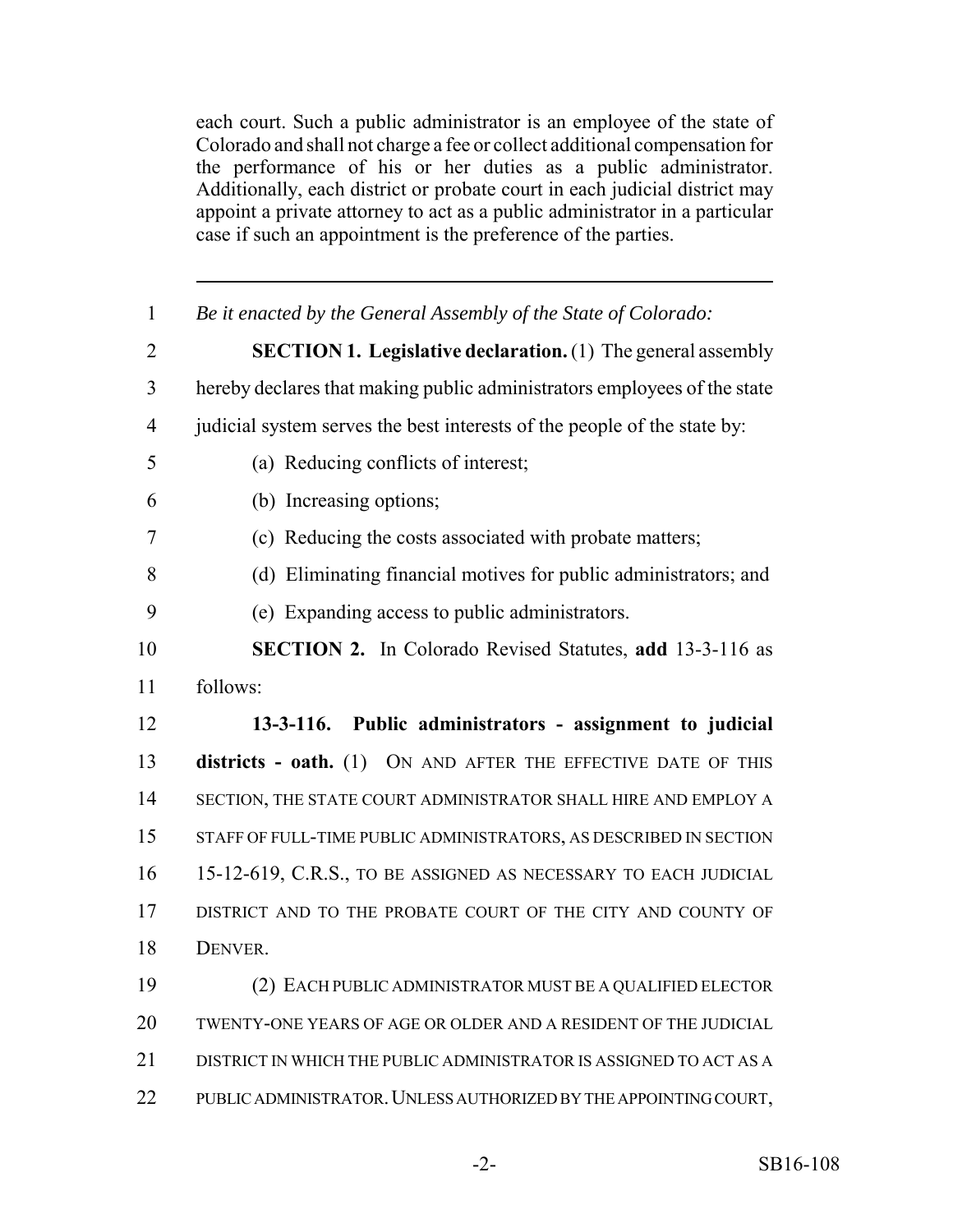each court. Such a public administrator is an employee of the state of Colorado and shall not charge a fee or collect additional compensation for the performance of his or her duties as a public administrator. Additionally, each district or probate court in each judicial district may appoint a private attorney to act as a public administrator in a particular case if such an appointment is the preference of the parties.

---

1 *Be it enacted by the General Assembly of the State of Colorado:*

2 **SECTION 1. Legislative declaration.** (1) The general assembly
3 hereby declares that making public administrators employees of the state
4 judicial system serves the best interests of the people of the state by:

5 (a) Reducing conflicts of interest;

6 (b) Increasing options;

7 (c) Reducing the costs associated with probate matters;

8 (d) Eliminating financial motives for public administrators; and

9 (e) Expanding access to public administrators.

10 **SECTION 2.** In Colorado Revised Statutes, **add** 13-3-116 as
11 follows:

12 **13-3-116. Public administrators - assignment to judicial**
13 **districts - oath.** (1) ON AND AFTER THE EFFECTIVE DATE OF THIS
14 SECTION, THE STATE COURT ADMINISTRATOR SHALL HIRE AND EMPLOY A
15 STAFF OF FULL-TIME PUBLIC ADMINISTRATORS, AS DESCRIBED IN SECTION
16 15-12-619, C.R.S., TO BE ASSIGNED AS NECESSARY TO EACH JUDICIAL
17 DISTRICT AND TO THE PROBATE COURT OF THE CITY AND COUNTY OF
18 DENVER.

19 (2) EACH PUBLIC ADMINISTRATOR MUST BE A QUALIFIED ELECTOR
20 TWENTY-ONE YEARS OF AGE OR OLDER AND A RESIDENT OF THE JUDICIAL
21 DISTRICT IN WHICH THE PUBLIC ADMINISTRATOR IS ASSIGNED TO ACT AS A
22 PUBLIC ADMINISTRATOR. UNLESS AUTHORIZED BY THE APPOINTING COURT,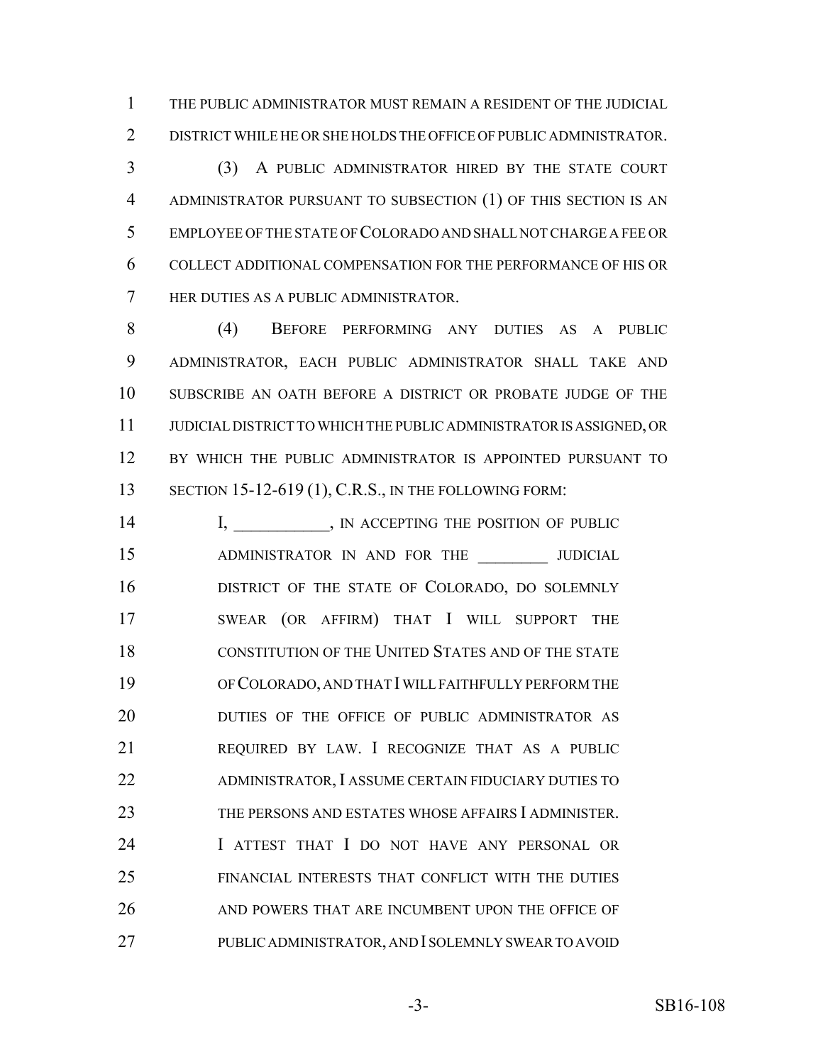THE PUBLIC ADMINISTRATOR MUST REMAIN A RESIDENT OF THE JUDICIAL DISTRICT WHILE HE OR SHE HOLDS THE OFFICE OF PUBLIC ADMINISTRATOR.

(3) A PUBLIC ADMINISTRATOR HIRED BY THE STATE COURT ADMINISTRATOR PURSUANT TO SUBSECTION (1) OF THIS SECTION IS AN EMPLOYEE OF THE STATE OF COLORADO AND SHALL NOT CHARGE A FEE OR COLLECT ADDITIONAL COMPENSATION FOR THE PERFORMANCE OF HIS OR HER DUTIES AS A PUBLIC ADMINISTRATOR.

(4) BEFORE PERFORMING ANY DUTIES AS A PUBLIC ADMINISTRATOR, EACH PUBLIC ADMINISTRATOR SHALL TAKE AND SUBSCRIBE AN OATH BEFORE A DISTRICT OR PROBATE JUDGE OF THE JUDICIAL DISTRICT TO WHICH THE PUBLIC ADMINISTRATOR IS ASSIGNED, OR BY WHICH THE PUBLIC ADMINISTRATOR IS APPOINTED PURSUANT TO SECTION 15-12-619 (1), C.R.S., IN THE FOLLOWING FORM:

> I, ____________, IN ACCEPTING THE POSITION OF PUBLIC ADMINISTRATOR IN AND FOR THE _________ JUDICIAL DISTRICT OF THE STATE OF COLORADO, DO SOLEMNLY SWEAR (OR AFFIRM) THAT I WILL SUPPORT THE CONSTITUTION OF THE UNITED STATES AND OF THE STATE OF COLORADO, AND THAT I WILL FAITHFULLY PERFORM THE DUTIES OF THE OFFICE OF PUBLIC ADMINISTRATOR AS REQUIRED BY LAW. I RECOGNIZE THAT AS A PUBLIC ADMINISTRATOR, I ASSUME CERTAIN FIDUCIARY DUTIES TO THE PERSONS AND ESTATES WHOSE AFFAIRS I ADMINISTER. I ATTEST THAT I DO NOT HAVE ANY PERSONAL OR FINANCIAL INTERESTS THAT CONFLICT WITH THE DUTIES AND POWERS THAT ARE INCUMBENT UPON THE OFFICE OF PUBLIC ADMINISTRATOR, AND I SOLEMNLY SWEAR TO AVOID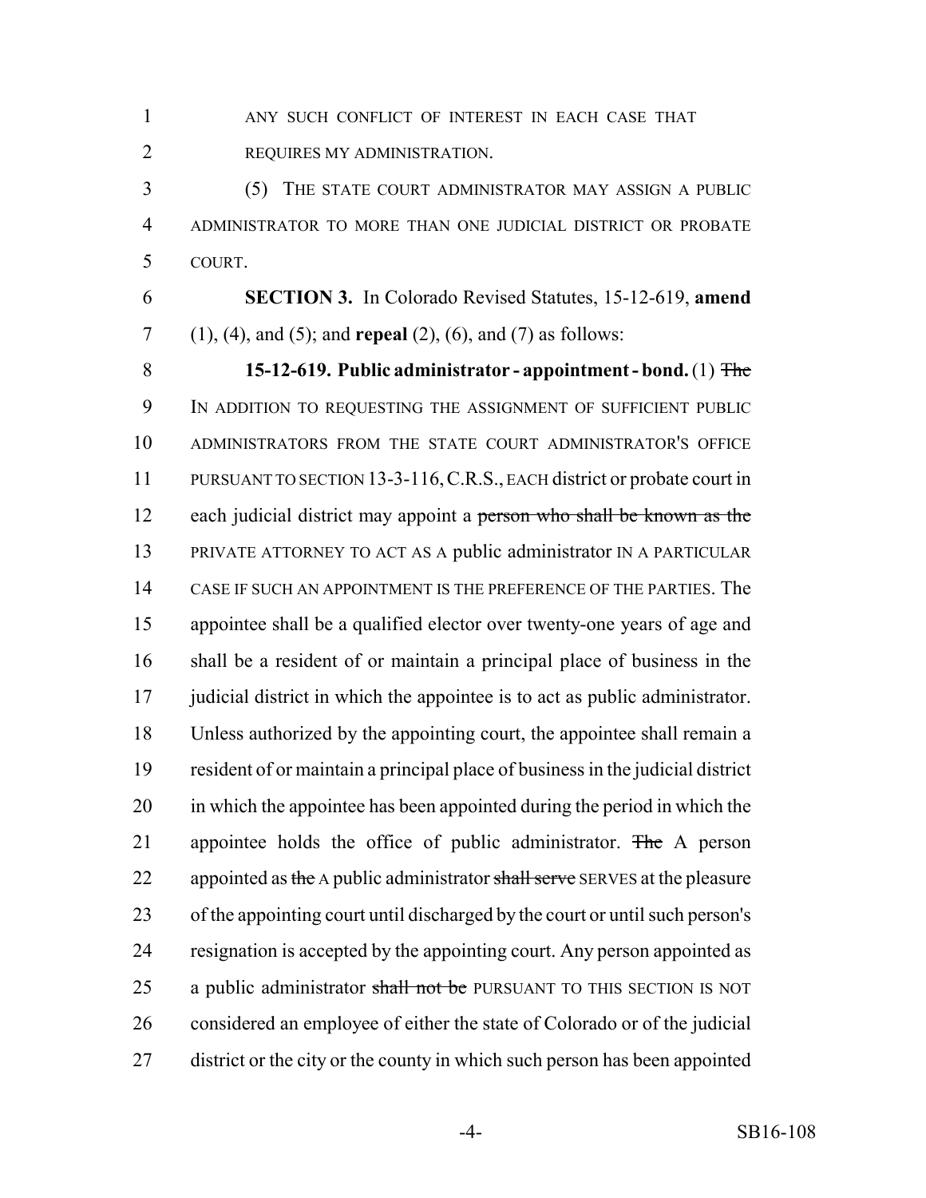ANY SUCH CONFLICT OF INTEREST IN EACH CASE THAT REQUIRES MY ADMINISTRATION.

(5) THE STATE COURT ADMINISTRATOR MAY ASSIGN A PUBLIC ADMINISTRATOR TO MORE THAN ONE JUDICIAL DISTRICT OR PROBATE COURT.

**SECTION 3.** In Colorado Revised Statutes, 15-12-619, **amend** (1), (4), and (5); and **repeal** (2), (6), and (7) as follows:

**15-12-619. Public administrator - appointment - bond.** (1) ~~The~~ IN ADDITION TO REQUESTING THE ASSIGNMENT OF SUFFICIENT PUBLIC ADMINISTRATORS FROM THE STATE COURT ADMINISTRATOR'S OFFICE PURSUANT TO SECTION 13-3-116, C.R.S., EACH district or probate court in each judicial district may appoint a ~~person who shall be known as the~~ PRIVATE ATTORNEY TO ACT AS A public administrator IN A PARTICULAR CASE IF SUCH AN APPOINTMENT IS THE PREFERENCE OF THE PARTIES. The appointee shall be a qualified elector over twenty-one years of age and shall be a resident of or maintain a principal place of business in the judicial district in which the appointee is to act as public administrator. Unless authorized by the appointing court, the appointee shall remain a resident of or maintain a principal place of business in the judicial district in which the appointee has been appointed during the period in which the appointee holds the office of public administrator. ~~The~~ A person appointed as ~~the~~ A public administrator ~~shall serve~~ SERVES at the pleasure of the appointing court until discharged by the court or until such person's resignation is accepted by the appointing court. Any person appointed as a public administrator ~~shall not be~~ PURSUANT TO THIS SECTION IS NOT considered an employee of either the state of Colorado or of the judicial district or the city or the county in which such person has been appointed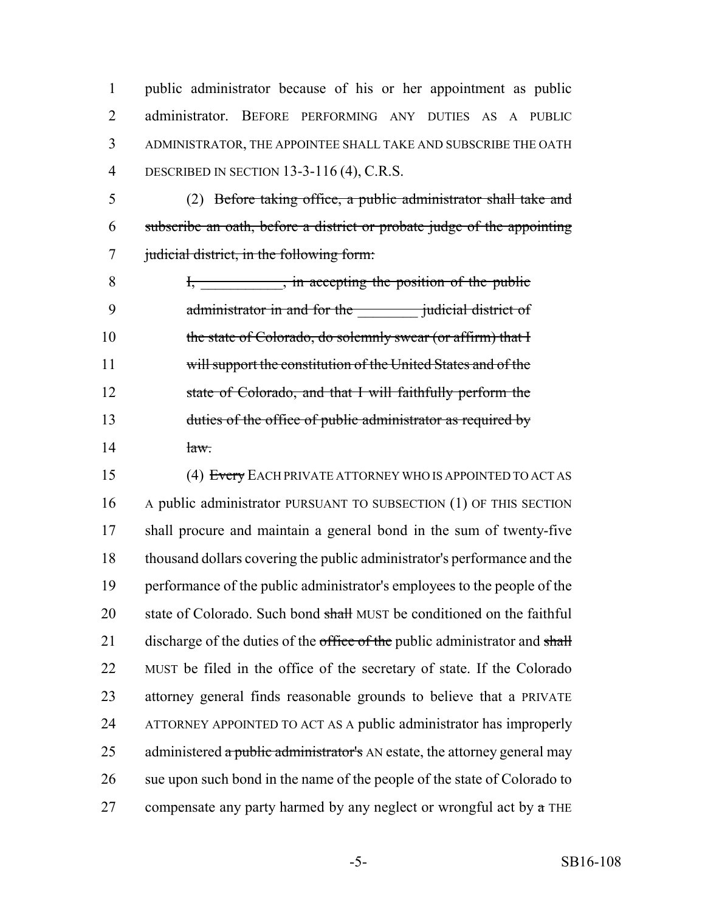1 public administrator because of his or her appointment as public
2 administrator. BEFORE PERFORMING ANY DUTIES AS A PUBLIC
3 ADMINISTRATOR, THE APPOINTEE SHALL TAKE AND SUBSCRIBE THE OATH
4 DESCRIBED IN SECTION 13-3-116 (4), C.R.S.

5 (2) ~~Before taking office, a public administrator shall take and~~
6 ~~subscribe an oath, before a district or probate judge of the appointing~~
7 ~~judicial district, in the following form:~~

8 ~~I, ___________, in accepting the position of the public~~
9 ~~administrator in and for the ________ judicial district of~~
10 ~~the state of Colorado, do solemnly swear (or affirm) that I~~
11 ~~will support the constitution of the United States and of the~~
12 ~~state of Colorado, and that I will faithfully perform the~~
13 ~~duties of the office of public administrator as required by~~
14 ~~law.~~

15 (4) ~~Every~~ EACH PRIVATE ATTORNEY WHO IS APPOINTED TO ACT AS
16 A public administrator PURSUANT TO SUBSECTION (1) OF THIS SECTION
17 shall procure and maintain a general bond in the sum of twenty-five
18 thousand dollars covering the public administrator's performance and the
19 performance of the public administrator's employees to the people of the
20 state of Colorado. Such bond ~~shall~~ MUST be conditioned on the faithful
21 discharge of the duties of the ~~office of the~~ public administrator and ~~shall~~
22 MUST be filed in the office of the secretary of state. If the Colorado
23 attorney general finds reasonable grounds to believe that a PRIVATE
24 ATTORNEY APPOINTED TO ACT AS A public administrator has improperly
25 administered ~~a public administrator's~~ AN estate, the attorney general may
26 sue upon such bond in the name of the people of the state of Colorado to
27 compensate any party harmed by any neglect or wrongful act by ~~a~~ THE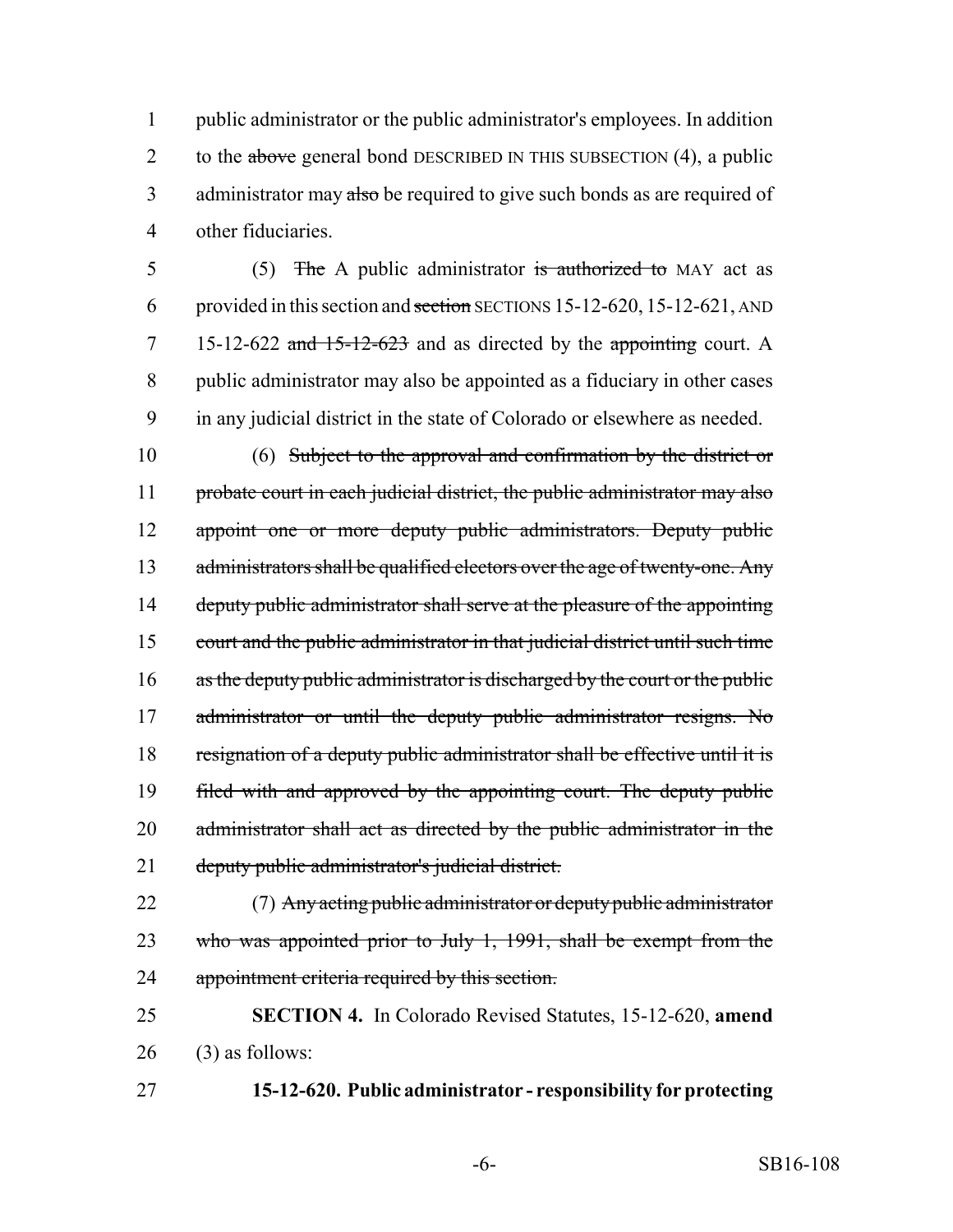public administrator or the public administrator's employees. In addition to the ~~above~~ general bond DESCRIBED IN THIS SUBSECTION (4), a public administrator may ~~also~~ be required to give such bonds as are required of other fiduciaries.

(5) ~~The~~ A public administrator ~~is authorized to~~ MAY act as provided in this section and ~~section~~ SECTIONS 15-12-620, 15-12-621, AND 15-12-622 ~~and 15-12-623~~ and as directed by the ~~appointing~~ court. A public administrator may also be appointed as a fiduciary in other cases in any judicial district in the state of Colorado or elsewhere as needed.

(6) ~~Subject to the approval and confirmation by the district or probate court in each judicial district, the public administrator may also appoint one or more deputy public administrators. Deputy public administrators shall be qualified electors over the age of twenty-one. Any deputy public administrator shall serve at the pleasure of the appointing court and the public administrator in that judicial district until such time as the deputy public administrator is discharged by the court or the public administrator or until the deputy public administrator resigns. No resignation of a deputy public administrator shall be effective until it is filed with and approved by the appointing court. The deputy public administrator shall act as directed by the public administrator in the deputy public administrator's judicial district.~~

(7) ~~Any acting public administrator or deputy public administrator who was appointed prior to July 1, 1991, shall be exempt from the appointment criteria required by this section.~~

**SECTION 4.** In Colorado Revised Statutes, 15-12-620, **amend** (3) as follows:

**15-12-620. Public administrator - responsibility for protecting**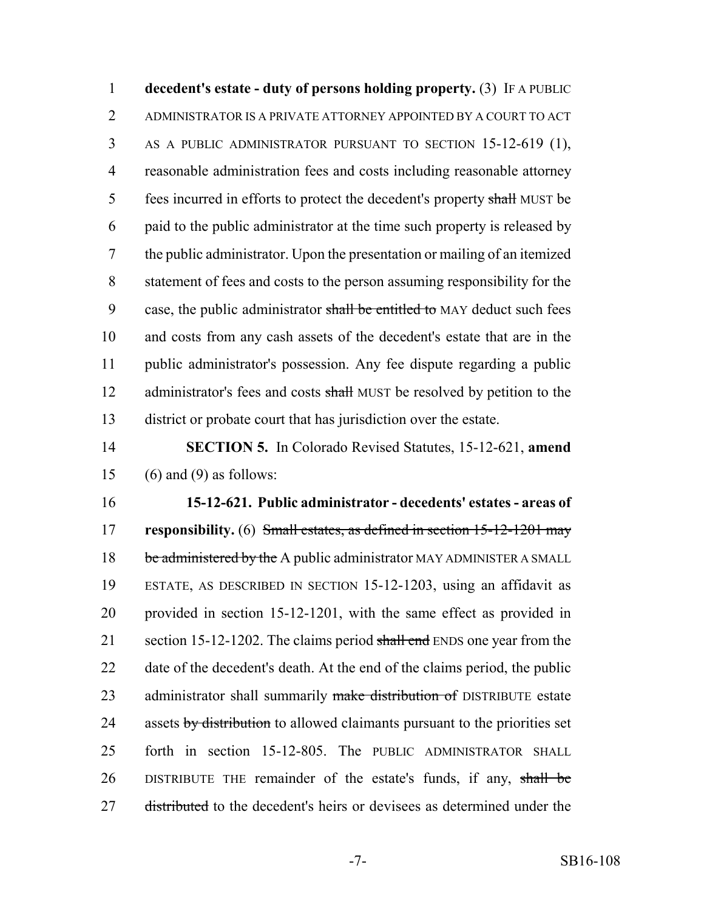**decedent's estate - duty of persons holding property.** (3) IF A PUBLIC ADMINISTRATOR IS A PRIVATE ATTORNEY APPOINTED BY A COURT TO ACT AS A PUBLIC ADMINISTRATOR PURSUANT TO SECTION 15-12-619 (1), reasonable administration fees and costs including reasonable attorney fees incurred in efforts to protect the decedent's property ~~shall~~ MUST be paid to the public administrator at the time such property is released by the public administrator. Upon the presentation or mailing of an itemized statement of fees and costs to the person assuming responsibility for the case, the public administrator ~~shall be entitled to~~ MAY deduct such fees and costs from any cash assets of the decedent's estate that are in the public administrator's possession. Any fee dispute regarding a public administrator's fees and costs ~~shall~~ MUST be resolved by petition to the district or probate court that has jurisdiction over the estate.

**SECTION 5.** In Colorado Revised Statutes, 15-12-621, **amend** (6) and (9) as follows:

**15-12-621. Public administrator - decedents' estates - areas of responsibility.** (6) ~~Small estates, as defined in section 15-12-1201 may be administered by the~~ A public administrator MAY ADMINISTER A SMALL ESTATE, AS DESCRIBED IN SECTION 15-12-1203, using an affidavit as provided in section 15-12-1201, with the same effect as provided in section 15-12-1202. The claims period ~~shall end~~ ENDS one year from the date of the decedent's death. At the end of the claims period, the public administrator shall summarily ~~make distribution of~~ DISTRIBUTE estate assets ~~by distribution~~ to allowed claimants pursuant to the priorities set forth in section 15-12-805. The PUBLIC ADMINISTRATOR SHALL DISTRIBUTE THE remainder of the estate's funds, if any, ~~shall be distributed~~ to the decedent's heirs or devisees as determined under the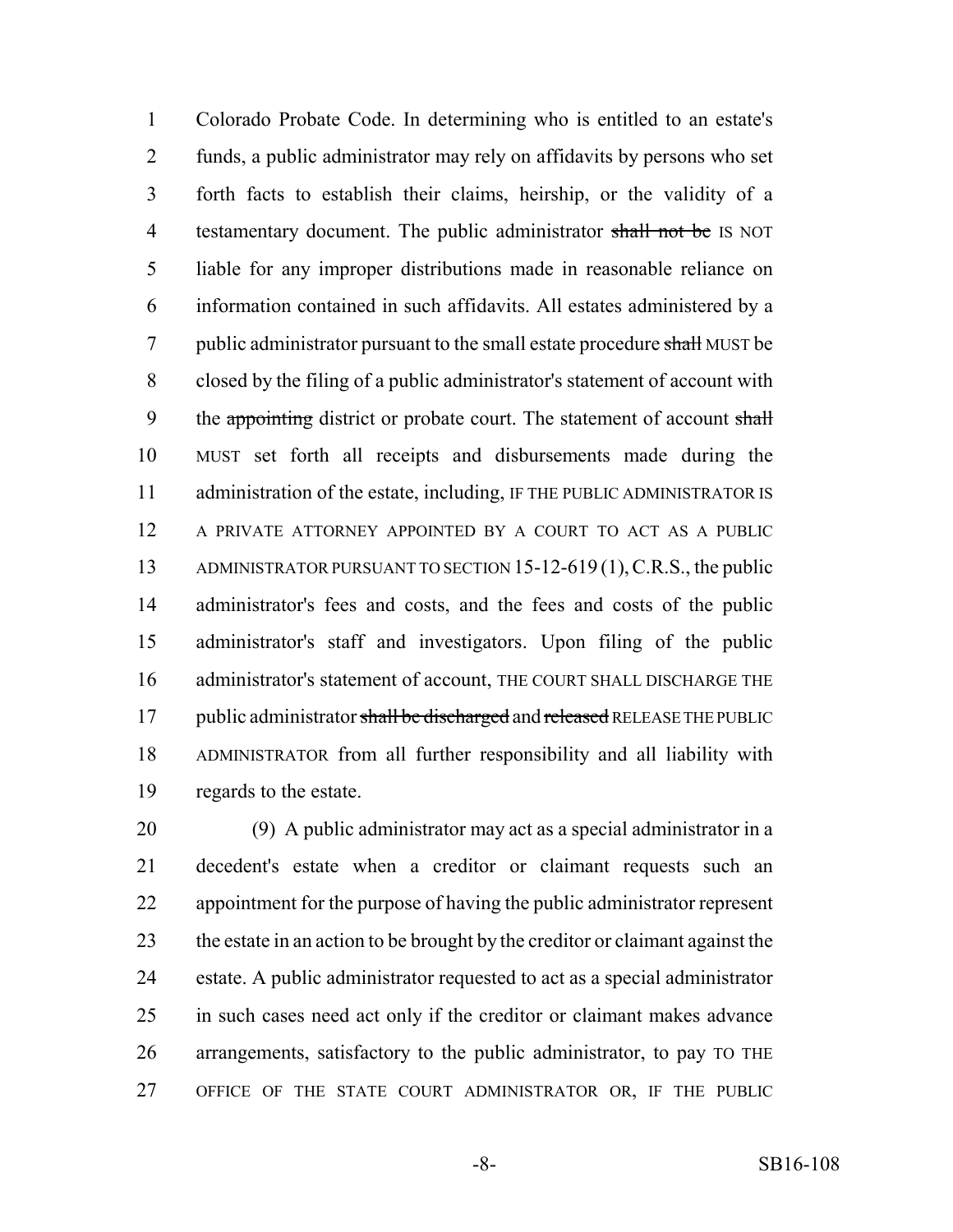Colorado Probate Code. In determining who is entitled to an estate's funds, a public administrator may rely on affidavits by persons who set forth facts to establish their claims, heirship, or the validity of a testamentary document. The public administrator ~~shall not be~~ IS NOT liable for any improper distributions made in reasonable reliance on information contained in such affidavits. All estates administered by a public administrator pursuant to the small estate procedure ~~shall~~ MUST be closed by the filing of a public administrator's statement of account with the ~~appointing~~ district or probate court. The statement of account ~~shall~~ MUST set forth all receipts and disbursements made during the administration of the estate, including, IF THE PUBLIC ADMINISTRATOR IS A PRIVATE ATTORNEY APPOINTED BY A COURT TO ACT AS A PUBLIC ADMINISTRATOR PURSUANT TO SECTION 15-12-619 (1), C.R.S., the public administrator's fees and costs, and the fees and costs of the public administrator's staff and investigators. Upon filing of the public administrator's statement of account, THE COURT SHALL DISCHARGE THE public administrator ~~shall be discharged~~ and ~~released~~ RELEASE THE PUBLIC ADMINISTRATOR from all further responsibility and all liability with regards to the estate.

(9) A public administrator may act as a special administrator in a decedent's estate when a creditor or claimant requests such an appointment for the purpose of having the public administrator represent the estate in an action to be brought by the creditor or claimant against the estate. A public administrator requested to act as a special administrator in such cases need act only if the creditor or claimant makes advance arrangements, satisfactory to the public administrator, to pay TO THE OFFICE OF THE STATE COURT ADMINISTRATOR OR, IF THE PUBLIC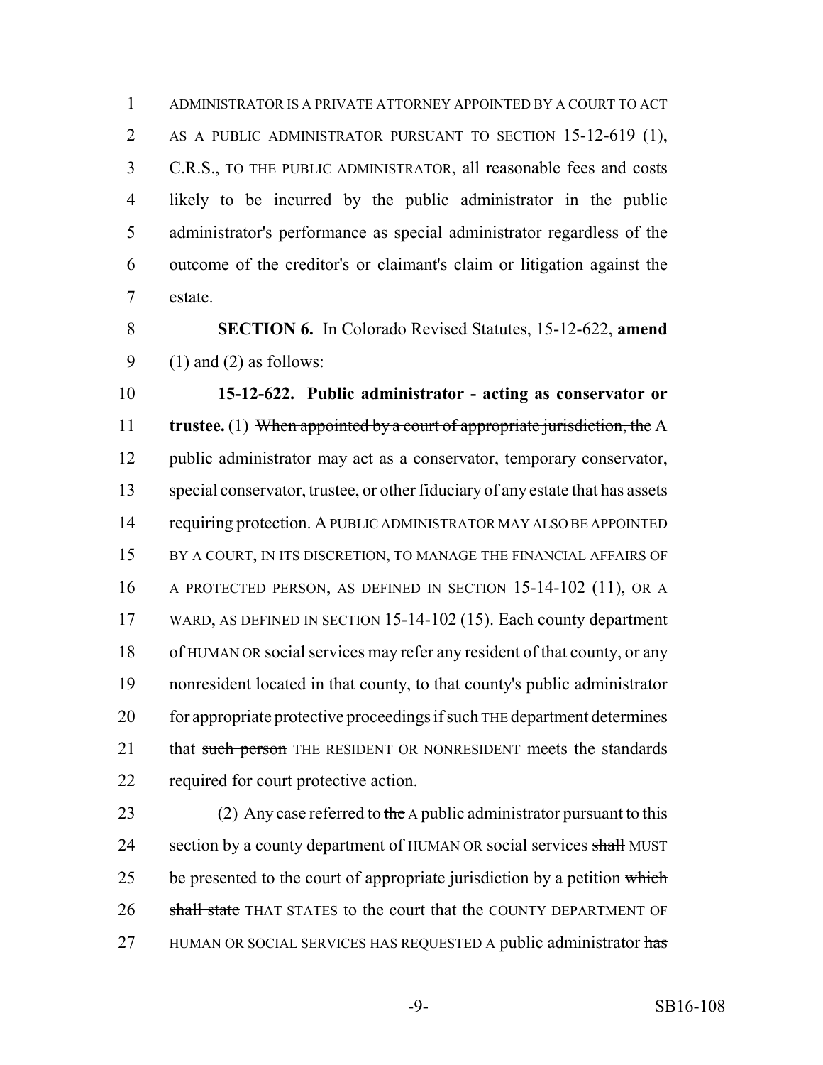ADMINISTRATOR IS A PRIVATE ATTORNEY APPOINTED BY A COURT TO ACT AS A PUBLIC ADMINISTRATOR PURSUANT TO SECTION 15-12-619 (1), C.R.S., TO THE PUBLIC ADMINISTRATOR, all reasonable fees and costs likely to be incurred by the public administrator in the public administrator's performance as special administrator regardless of the outcome of the creditor's or claimant's claim or litigation against the estate.

**SECTION 6.** In Colorado Revised Statutes, 15-12-622, **amend** (1) and (2) as follows:

**15-12-622. Public administrator - acting as conservator or trustee.** (1) ~~When appointed by a court of appropriate jurisdiction, the~~ A public administrator may act as a conservator, temporary conservator, special conservator, trustee, or other fiduciary of any estate that has assets requiring protection. A PUBLIC ADMINISTRATOR MAY ALSO BE APPOINTED BY A COURT, IN ITS DISCRETION, TO MANAGE THE FINANCIAL AFFAIRS OF A PROTECTED PERSON, AS DEFINED IN SECTION 15-14-102 (11), OR A WARD, AS DEFINED IN SECTION 15-14-102 (15). Each county department of HUMAN OR social services may refer any resident of that county, or any nonresident located in that county, to that county's public administrator for appropriate protective proceedings if ~~such~~ THE department determines that ~~such person~~ THE RESIDENT OR NONRESIDENT meets the standards required for court protective action.

(2) Any case referred to ~~the~~ A public administrator pursuant to this section by a county department of HUMAN OR social services ~~shall~~ MUST be presented to the court of appropriate jurisdiction by a petition ~~which shall state~~ THAT STATES to the court that the COUNTY DEPARTMENT OF HUMAN OR SOCIAL SERVICES HAS REQUESTED A public administrator ~~has~~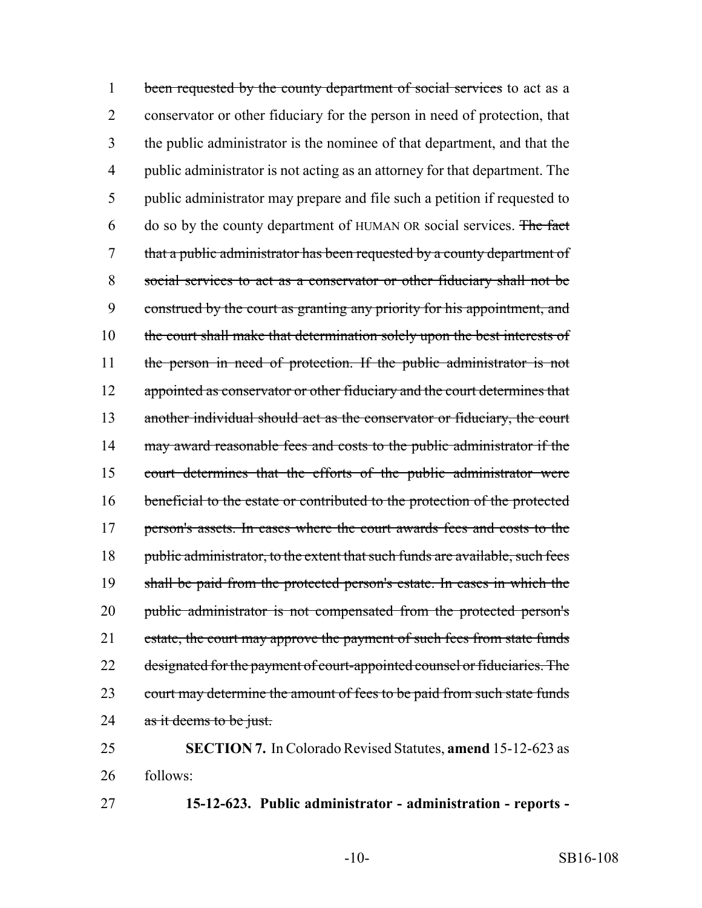~~been requested by the county department of social services~~ to act as a conservator or other fiduciary for the person in need of protection, that the public administrator is the nominee of that department, and that the public administrator is not acting as an attorney for that department. The public administrator may prepare and file such a petition if requested to do so by the county department of HUMAN OR social services. ~~The fact that a public administrator has been requested by a county department of social services to act as a conservator or other fiduciary shall not be construed by the court as granting any priority for his appointment, and the court shall make that determination solely upon the best interests of the person in need of protection. If the public administrator is not appointed as conservator or other fiduciary and the court determines that another individual should act as the conservator or fiduciary, the court may award reasonable fees and costs to the public administrator if the court determines that the efforts of the public administrator were beneficial to the estate or contributed to the protection of the protected person's assets. In cases where the court awards fees and costs to the public administrator, to the extent that such funds are available, such fees shall be paid from the protected person's estate. In cases in which the public administrator is not compensated from the protected person's estate, the court may approve the payment of such fees from state funds designated for the payment of court-appointed counsel or fiduciaries. The court may determine the amount of fees to be paid from such state funds as it deems to be just.~~

**SECTION 7.** In Colorado Revised Statutes, **amend** 15-12-623 as follows:

**15-12-623. Public administrator - administration - reports -**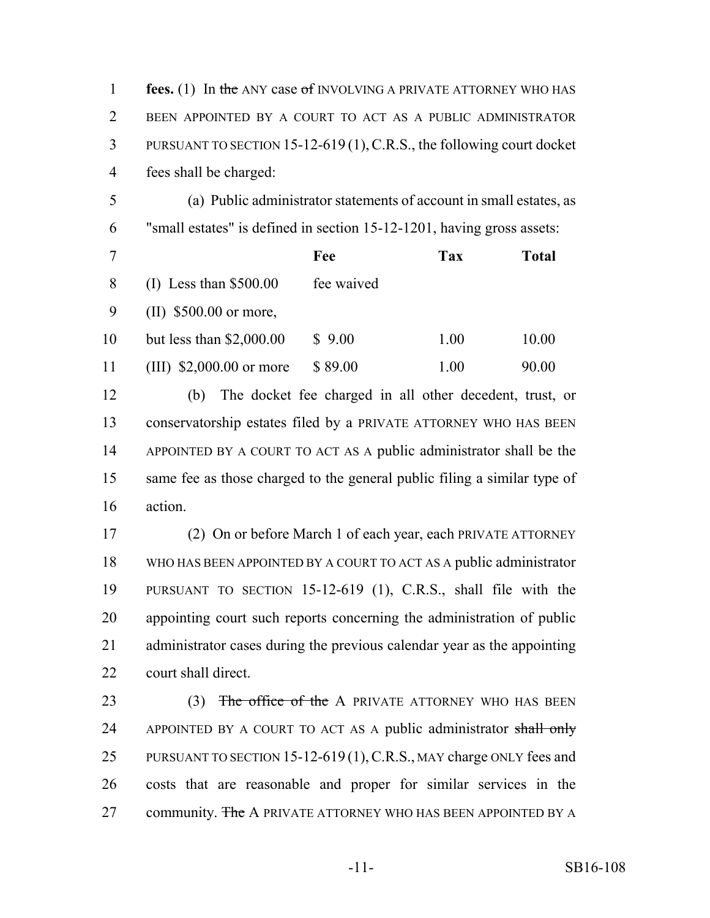**fees.** (1) In ~~the~~ ANY case ~~of~~ INVOLVING A PRIVATE ATTORNEY WHO HAS BEEN APPOINTED BY A COURT TO ACT AS A PUBLIC ADMINISTRATOR PURSUANT TO SECTION 15-12-619 (1), C.R.S., the following court docket fees shall be charged:

(a) Public administrator statements of account in small estates, as "small estates" is defined in section 15-12-1201, having gross assets:

| | Fee | Tax | Total |
|---|---|---|---|
| (I) Less than $500.00 | fee waived | | |
| (II) $500.00 or more, but less than $2,000.00 | $ 9.00 | 1.00 | 10.00 |
| (III) $2,000.00 or more | $ 89.00 | 1.00 | 90.00 |

(b) The docket fee charged in all other decedent, trust, or conservatorship estates filed by a PRIVATE ATTORNEY WHO HAS BEEN APPOINTED BY A COURT TO ACT AS A public administrator shall be the same fee as those charged to the general public filing a similar type of action.

(2) On or before March 1 of each year, each PRIVATE ATTORNEY WHO HAS BEEN APPOINTED BY A COURT TO ACT AS A public administrator PURSUANT TO SECTION 15-12-619 (1), C.R.S., shall file with the appointing court such reports concerning the administration of public administrator cases during the previous calendar year as the appointing court shall direct.

(3) ~~The office of the~~ A PRIVATE ATTORNEY WHO HAS BEEN APPOINTED BY A COURT TO ACT AS A public administrator ~~shall only~~ PURSUANT TO SECTION 15-12-619 (1), C.R.S., MAY charge ONLY fees and costs that are reasonable and proper for similar services in the community. ~~The~~ A PRIVATE ATTORNEY WHO HAS BEEN APPOINTED BY A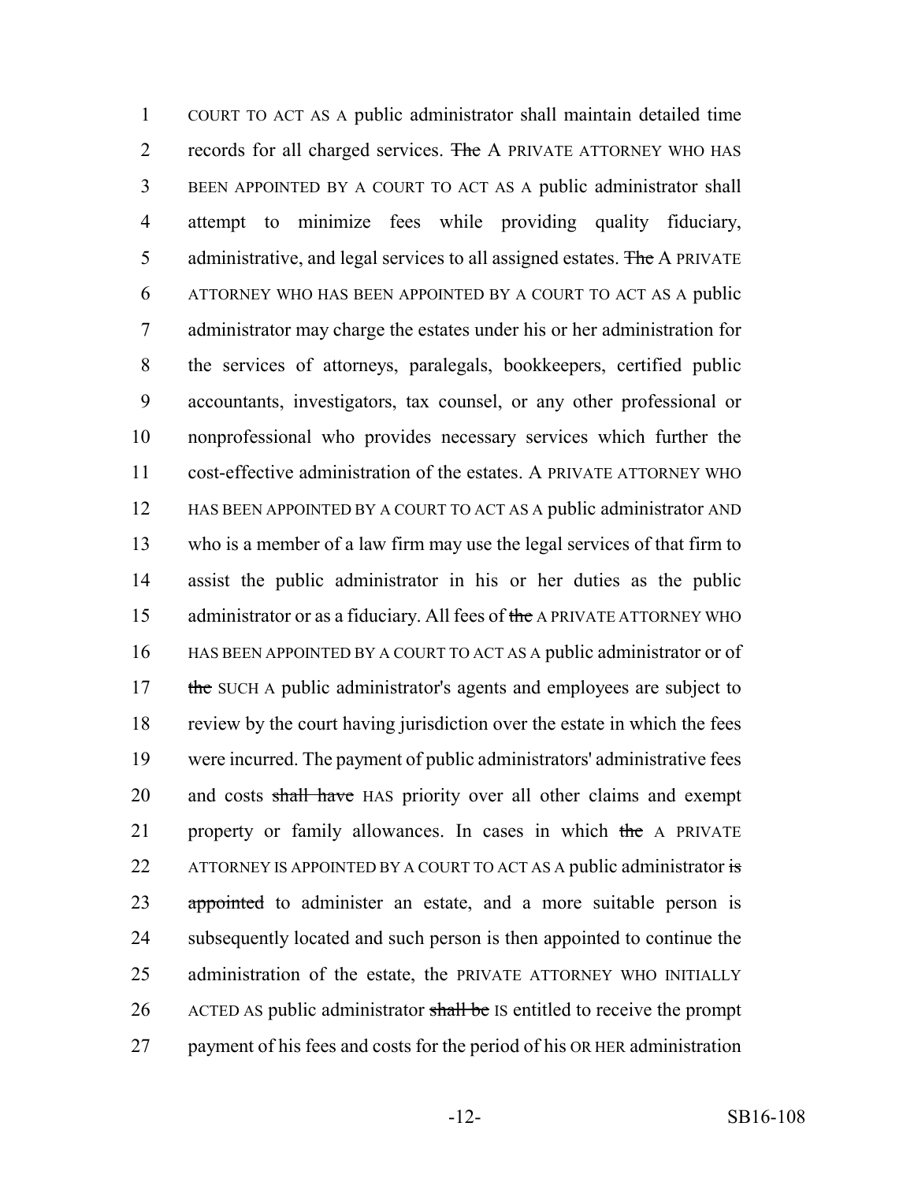COURT TO ACT AS A public administrator shall maintain detailed time records for all charged services. ~~The~~ A PRIVATE ATTORNEY WHO HAS BEEN APPOINTED BY A COURT TO ACT AS A public administrator shall attempt to minimize fees while providing quality fiduciary, administrative, and legal services to all assigned estates. ~~The~~ A PRIVATE ATTORNEY WHO HAS BEEN APPOINTED BY A COURT TO ACT AS A public administrator may charge the estates under his or her administration for the services of attorneys, paralegals, bookkeepers, certified public accountants, investigators, tax counsel, or any other professional or nonprofessional who provides necessary services which further the cost-effective administration of the estates. A PRIVATE ATTORNEY WHO HAS BEEN APPOINTED BY A COURT TO ACT AS A public administrator AND who is a member of a law firm may use the legal services of that firm to assist the public administrator in his or her duties as the public administrator or as a fiduciary. All fees of ~~the~~ A PRIVATE ATTORNEY WHO HAS BEEN APPOINTED BY A COURT TO ACT AS A public administrator or of ~~the~~ SUCH A public administrator's agents and employees are subject to review by the court having jurisdiction over the estate in which the fees were incurred. The payment of public administrators' administrative fees and costs ~~shall have~~ HAS priority over all other claims and exempt property or family allowances. In cases in which ~~the~~ A PRIVATE ATTORNEY IS APPOINTED BY A COURT TO ACT AS A public administrator ~~is appointed~~ to administer an estate, and a more suitable person is subsequently located and such person is then appointed to continue the administration of the estate, the PRIVATE ATTORNEY WHO INITIALLY ACTED AS public administrator ~~shall be~~ IS entitled to receive the prompt payment of his fees and costs for the period of his OR HER administration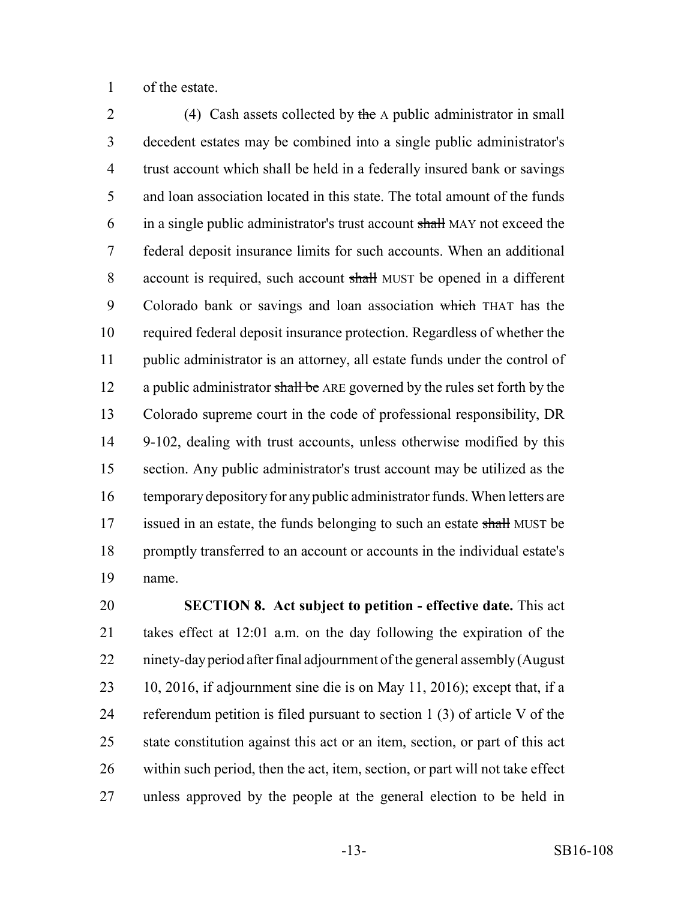of the estate.

(4) Cash assets collected by ~~the~~ A public administrator in small decedent estates may be combined into a single public administrator's trust account which shall be held in a federally insured bank or savings and loan association located in this state. The total amount of the funds in a single public administrator's trust account ~~shall~~ MAY not exceed the federal deposit insurance limits for such accounts. When an additional account is required, such account ~~shall~~ MUST be opened in a different Colorado bank or savings and loan association ~~which~~ THAT has the required federal deposit insurance protection. Regardless of whether the public administrator is an attorney, all estate funds under the control of a public administrator ~~shall be~~ ARE governed by the rules set forth by the Colorado supreme court in the code of professional responsibility, DR 9-102, dealing with trust accounts, unless otherwise modified by this section. Any public administrator's trust account may be utilized as the temporary depository for any public administrator funds. When letters are issued in an estate, the funds belonging to such an estate ~~shall~~ MUST be promptly transferred to an account or accounts in the individual estate's name.

**SECTION 8. Act subject to petition - effective date.** This act takes effect at 12:01 a.m. on the day following the expiration of the ninety-day period after final adjournment of the general assembly (August 10, 2016, if adjournment sine die is on May 11, 2016); except that, if a referendum petition is filed pursuant to section 1 (3) of article V of the state constitution against this act or an item, section, or part of this act within such period, then the act, item, section, or part will not take effect unless approved by the people at the general election to be held in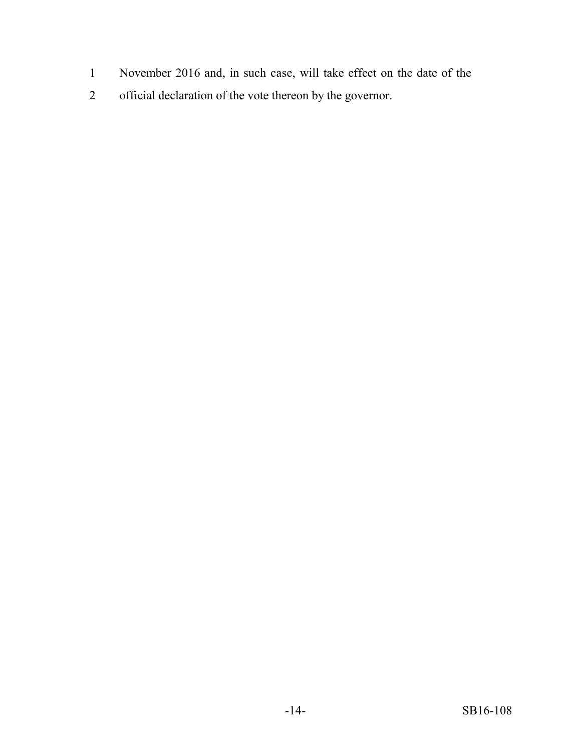November 2016 and, in such case, will take effect on the date of the official declaration of the vote thereon by the governor.